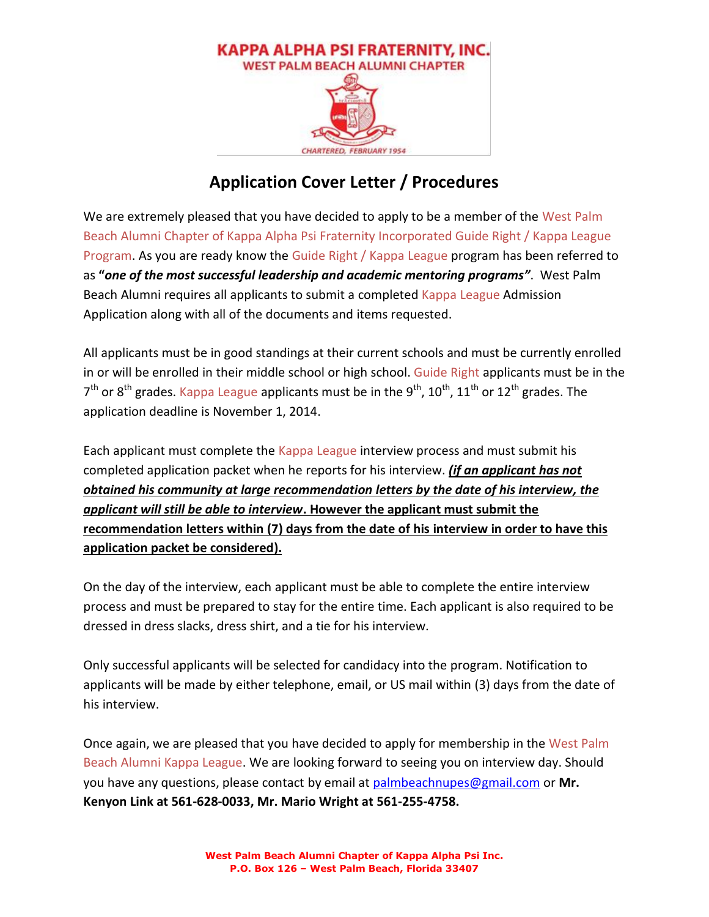# KAPPA ALPHA PSI FRATERNITY, INC.

## WEST PALM BEACH ALUMNI CHAPTER

CHARTERED, FEBRUARY 1954

## Application Cover Letter / Procedures

We are extremely pleased that you have decided to apply to be a member of the West Palm Beach Alumni Chapter of Kappa Alpha Psi Fraternity Incorporated Guide Right / Kappa League Program. As you are ready know the Guide Right / Kappa League program has been referred to as **"*one of the most successful leadership and academic mentoring programs*"**. West Palm Beach Alumni requires all applicants to submit a completed Kappa League Admission Application along with all of the documents and items requested.

All applicants must be in good standings at their current schools and must be currently enrolled in or will be enrolled in their middle school or high school. Guide Right applicants must be in the 7th or 8th grades. Kappa League applicants must be in the 9th, 10th, 11th or 12th grades. The application deadline is November 1, 2014.

Each applicant must complete the Kappa League interview process and must submit his completed application packet when he reports for his interview. ***(if an applicant has not obtained his community at large recommendation letters by the date of his interview, the applicant will still be able to interview*. However the applicant must submit the recommendation letters within (7) days from the date of his interview in order to have this application packet be considered).**

On the day of the interview, each applicant must be able to complete the entire interview process and must be prepared to stay for the entire time. Each applicant is also required to be dressed in dress slacks, dress shirt, and a tie for his interview.

Only successful applicants will be selected for candidacy into the program. Notification to applicants will be made by either telephone, email, or US mail within (3) days from the date of his interview.

Once again, we are pleased that you have decided to apply for membership in the West Palm Beach Alumni Kappa League. We are looking forward to seeing you on interview day. Should you have any questions, please contact by email at palmbeachnupes@gmail.com or **Mr. Kenyon Link at 561-628-0033, Mr. Mario Wright at 561-255-4758.**

**West Palm Beach Alumni Chapter of Kappa Alpha Psi Inc.**
**P.O. Box 126 – West Palm Beach, Florida 33407**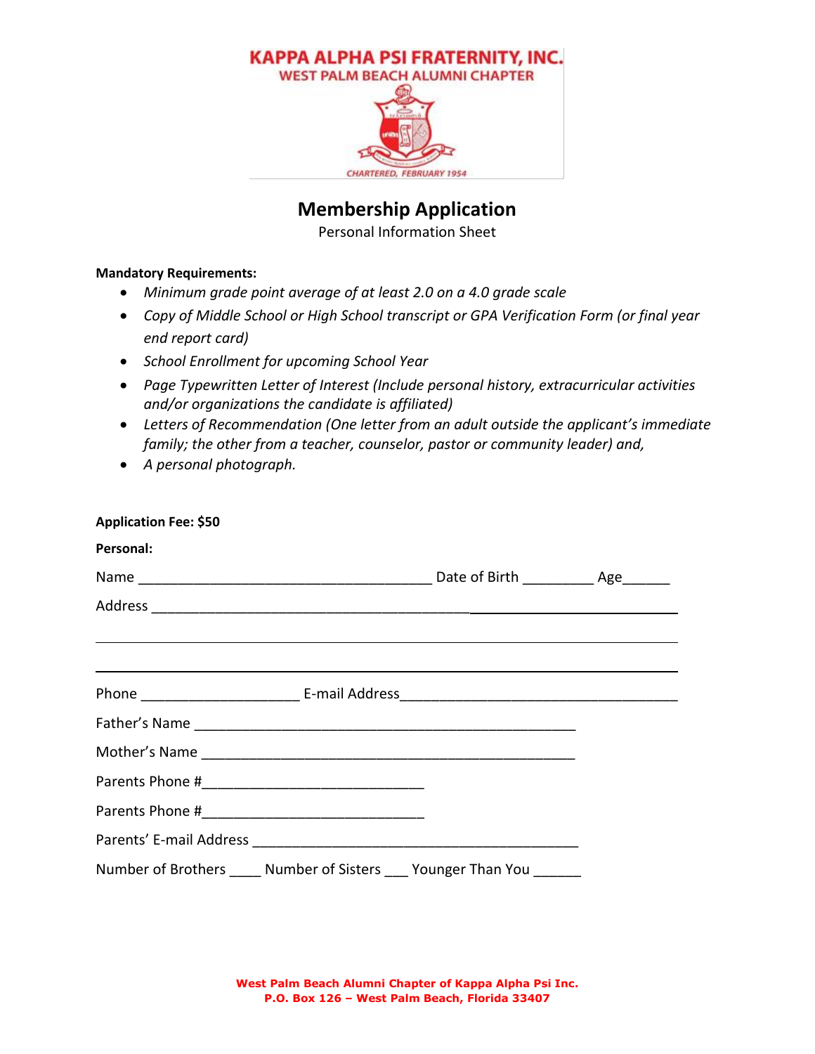**KAPPA ALPHA PSI FRATERNITY, INC.**
**WEST PALM BEACH ALUMNI CHAPTER**

CHARTERED, FEBRUARY 1954

# Membership Application

Personal Information Sheet

**Mandatory Requirements:**

- *Minimum grade point average of at least 2.0 on a 4.0 grade scale*
- *Copy of Middle School or High School transcript or GPA Verification Form (or final year end report card)*
- *School Enrollment for upcoming School Year*
- *Page Typewritten Letter of Interest (Include personal history, extracurricular activities and/or organizations the candidate is affiliated)*
- *Letters of Recommendation (One letter from an adult outside the applicant's immediate family; the other from a teacher, counselor, pastor or community leader) and,*
- *A personal photograph.*

**Application Fee: $50**

**Personal:**

Name ______________________________________ Date of Birth _________ Age______

Address ____________________________________________________________________

____________________________________________________________________________

____________________________________________________________________________

Phone ____________________ E-mail Address____________________________________

Father's Name _________________________________________________

Mother's Name ________________________________________________

Parents Phone #____________________________

Parents Phone #____________________________

Parents' E-mail Address ________________________________________

Number of Brothers ____ Number of Sisters ___ Younger Than You ______

West Palm Beach Alumni Chapter of Kappa Alpha Psi Inc.
P.O. Box 126 – West Palm Beach, Florida 33407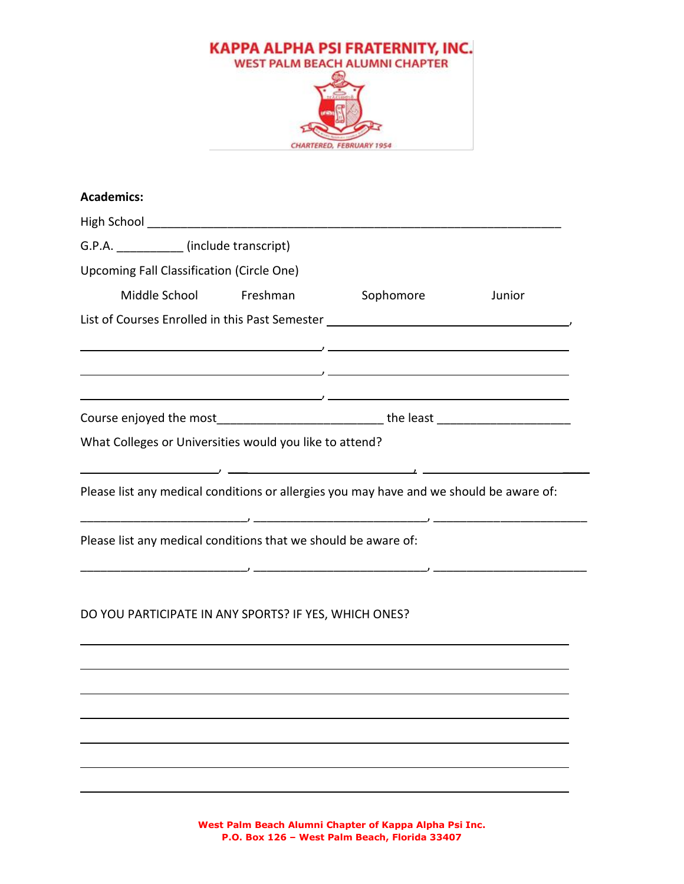**KAPPA ALPHA PSI FRATERNITY, INC.**
**WEST PALM BEACH ALUMNI CHAPTER**

CHARTERED, FEBRUARY 1954

**Academics:**

High School _______________________________________________________________

G.P.A. __________ (include transcript)

Upcoming Fall Classification (Circle One)

Middle School    Freshman    Sophomore    Junior

List of Courses Enrolled in this Past Semester ______________________________________,

______________________________________, ______________________________________

______________________________________, ______________________________________

______________________________________, ______________________________________

Course enjoyed the most________________________ the least ___________________

What Colleges or Universities would you like to attend?

____________________, ___________________________, _________________________

Please list any medical conditions or allergies you may have and we should be aware of:

_________________________, __________________________, _______________________

Please list any medical conditions that we should be aware of:

_________________________, __________________________, _______________________

DO YOU PARTICIPATE IN ANY SPORTS? IF YES, WHICH ONES?

___________________________________________________________________________

___________________________________________________________________________

___________________________________________________________________________

___________________________________________________________________________

___________________________________________________________________________

___________________________________________________________________________

___________________________________________________________________________

West Palm Beach Alumni Chapter of Kappa Alpha Psi Inc.
P.O. Box 126 – West Palm Beach, Florida 33407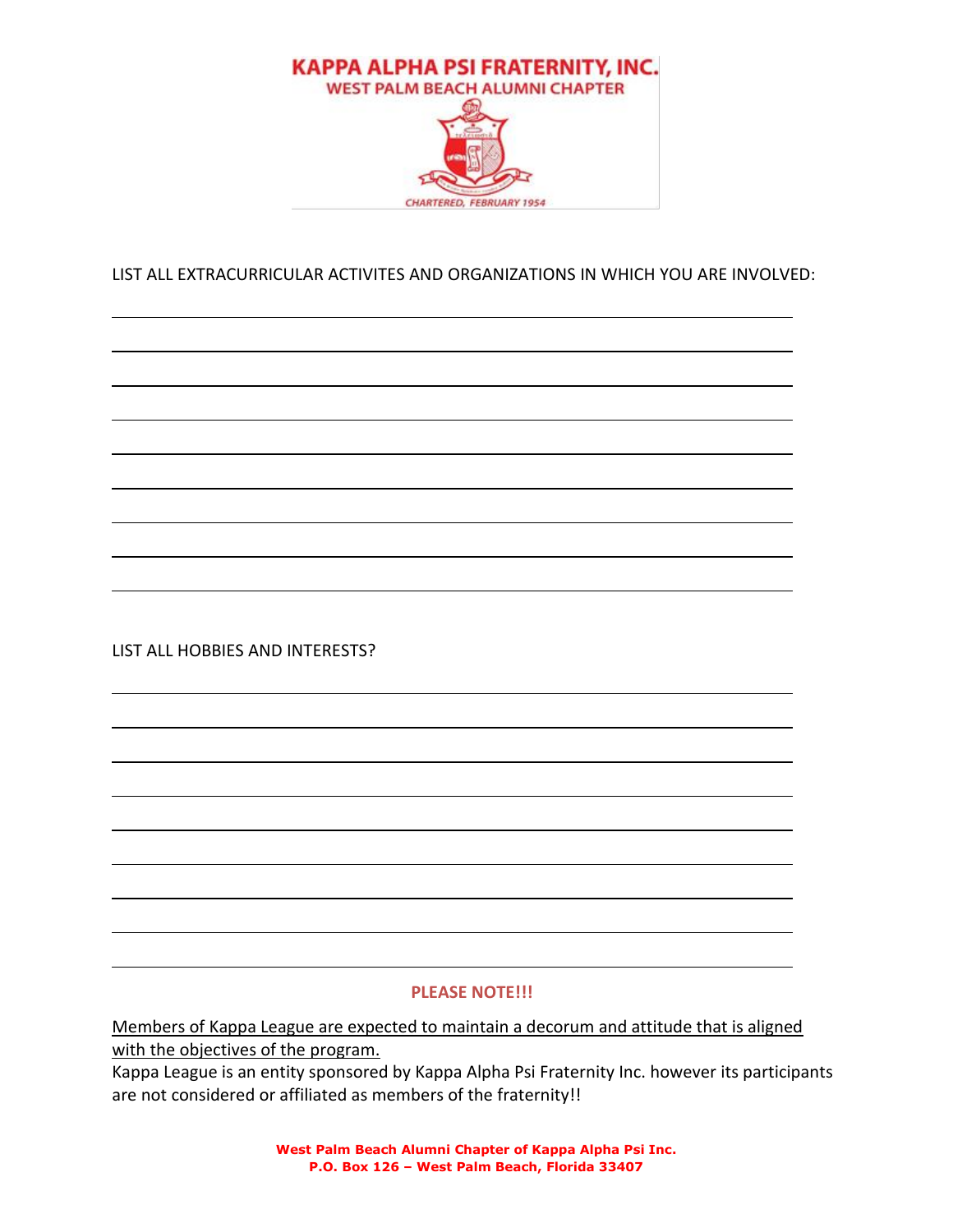KAPPA ALPHA PSI FRATERNITY, INC.
WEST PALM BEACH ALUMNI CHAPTER

CHARTERED, FEBRUARY 1954

LIST ALL EXTRACURRICULAR ACTIVITES AND ORGANIZATIONS IN WHICH YOU ARE INVOLVED:

\_\_\_\_\_\_\_\_\_\_\_\_\_\_\_\_\_\_\_\_\_\_\_\_\_\_\_\_\_\_\_\_\_\_\_\_\_\_\_\_\_\_\_\_\_\_\_\_\_\_\_\_\_\_\_\_\_\_\_\_\_\_\_\_\_\_\_\_

\_\_\_\_\_\_\_\_\_\_\_\_\_\_\_\_\_\_\_\_\_\_\_\_\_\_\_\_\_\_\_\_\_\_\_\_\_\_\_\_\_\_\_\_\_\_\_\_\_\_\_\_\_\_\_\_\_\_\_\_\_\_\_\_\_\_\_\_

\_\_\_\_\_\_\_\_\_\_\_\_\_\_\_\_\_\_\_\_\_\_\_\_\_\_\_\_\_\_\_\_\_\_\_\_\_\_\_\_\_\_\_\_\_\_\_\_\_\_\_\_\_\_\_\_\_\_\_\_\_\_\_\_\_\_\_\_

\_\_\_\_\_\_\_\_\_\_\_\_\_\_\_\_\_\_\_\_\_\_\_\_\_\_\_\_\_\_\_\_\_\_\_\_\_\_\_\_\_\_\_\_\_\_\_\_\_\_\_\_\_\_\_\_\_\_\_\_\_\_\_\_\_\_\_\_

\_\_\_\_\_\_\_\_\_\_\_\_\_\_\_\_\_\_\_\_\_\_\_\_\_\_\_\_\_\_\_\_\_\_\_\_\_\_\_\_\_\_\_\_\_\_\_\_\_\_\_\_\_\_\_\_\_\_\_\_\_\_\_\_\_\_\_\_

\_\_\_\_\_\_\_\_\_\_\_\_\_\_\_\_\_\_\_\_\_\_\_\_\_\_\_\_\_\_\_\_\_\_\_\_\_\_\_\_\_\_\_\_\_\_\_\_\_\_\_\_\_\_\_\_\_\_\_\_\_\_\_\_\_\_\_\_

\_\_\_\_\_\_\_\_\_\_\_\_\_\_\_\_\_\_\_\_\_\_\_\_\_\_\_\_\_\_\_\_\_\_\_\_\_\_\_\_\_\_\_\_\_\_\_\_\_\_\_\_\_\_\_\_\_\_\_\_\_\_\_\_\_\_\_\_

\_\_\_\_\_\_\_\_\_\_\_\_\_\_\_\_\_\_\_\_\_\_\_\_\_\_\_\_\_\_\_\_\_\_\_\_\_\_\_\_\_\_\_\_\_\_\_\_\_\_\_\_\_\_\_\_\_\_\_\_\_\_\_\_\_\_\_\_

\_\_\_\_\_\_\_\_\_\_\_\_\_\_\_\_\_\_\_\_\_\_\_\_\_\_\_\_\_\_\_\_\_\_\_\_\_\_\_\_\_\_\_\_\_\_\_\_\_\_\_\_\_\_\_\_\_\_\_\_\_\_\_\_\_\_\_\_

LIST ALL HOBBIES AND INTERESTS?

\_\_\_\_\_\_\_\_\_\_\_\_\_\_\_\_\_\_\_\_\_\_\_\_\_\_\_\_\_\_\_\_\_\_\_\_\_\_\_\_\_\_\_\_\_\_\_\_\_\_\_\_\_\_\_\_\_\_\_\_\_\_\_\_\_\_\_\_

\_\_\_\_\_\_\_\_\_\_\_\_\_\_\_\_\_\_\_\_\_\_\_\_\_\_\_\_\_\_\_\_\_\_\_\_\_\_\_\_\_\_\_\_\_\_\_\_\_\_\_\_\_\_\_\_\_\_\_\_\_\_\_\_\_\_\_\_

\_\_\_\_\_\_\_\_\_\_\_\_\_\_\_\_\_\_\_\_\_\_\_\_\_\_\_\_\_\_\_\_\_\_\_\_\_\_\_\_\_\_\_\_\_\_\_\_\_\_\_\_\_\_\_\_\_\_\_\_\_\_\_\_\_\_\_\_

\_\_\_\_\_\_\_\_\_\_\_\_\_\_\_\_\_\_\_\_\_\_\_\_\_\_\_\_\_\_\_\_\_\_\_\_\_\_\_\_\_\_\_\_\_\_\_\_\_\_\_\_\_\_\_\_\_\_\_\_\_\_\_\_\_\_\_\_

\_\_\_\_\_\_\_\_\_\_\_\_\_\_\_\_\_\_\_\_\_\_\_\_\_\_\_\_\_\_\_\_\_\_\_\_\_\_\_\_\_\_\_\_\_\_\_\_\_\_\_\_\_\_\_\_\_\_\_\_\_\_\_\_\_\_\_\_

\_\_\_\_\_\_\_\_\_\_\_\_\_\_\_\_\_\_\_\_\_\_\_\_\_\_\_\_\_\_\_\_\_\_\_\_\_\_\_\_\_\_\_\_\_\_\_\_\_\_\_\_\_\_\_\_\_\_\_\_\_\_\_\_\_\_\_\_

\_\_\_\_\_\_\_\_\_\_\_\_\_\_\_\_\_\_\_\_\_\_\_\_\_\_\_\_\_\_\_\_\_\_\_\_\_\_\_\_\_\_\_\_\_\_\_\_\_\_\_\_\_\_\_\_\_\_\_\_\_\_\_\_\_\_\_\_

\_\_\_\_\_\_\_\_\_\_\_\_\_\_\_\_\_\_\_\_\_\_\_\_\_\_\_\_\_\_\_\_\_\_\_\_\_\_\_\_\_\_\_\_\_\_\_\_\_\_\_\_\_\_\_\_\_\_\_\_\_\_\_\_\_\_\_\_

\_\_\_\_\_\_\_\_\_\_\_\_\_\_\_\_\_\_\_\_\_\_\_\_\_\_\_\_\_\_\_\_\_\_\_\_\_\_\_\_\_\_\_\_\_\_\_\_\_\_\_\_\_\_\_\_\_\_\_\_\_\_\_\_\_\_\_\_

**PLEASE NOTE!!!**

<u>Members of Kappa League are expected to maintain a decorum and attitude that is aligned with the objectives of the program.</u>

Kappa League is an entity sponsored by Kappa Alpha Psi Fraternity Inc. however its participants are not considered or affiliated as members of the fraternity!!

**West Palm Beach Alumni Chapter of Kappa Alpha Psi Inc.**
**P.O. Box 126 – West Palm Beach, Florida 33407**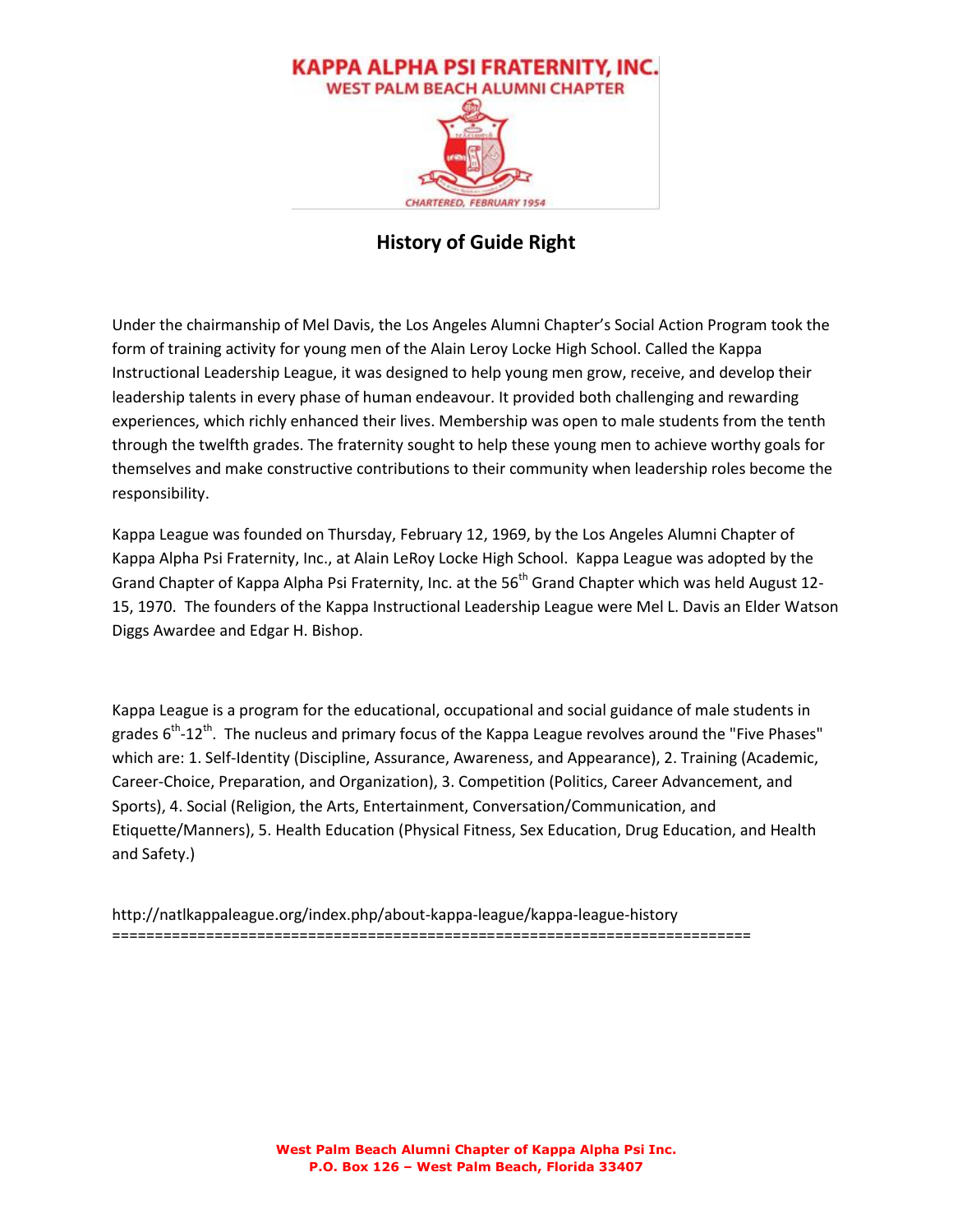# KAPPA ALPHA PSI FRATERNITY, INC.
## WEST PALM BEACH ALUMNI CHAPTER

CHARTERED, FEBRUARY 1954

## History of Guide Right

Under the chairmanship of Mel Davis, the Los Angeles Alumni Chapter's Social Action Program took the form of training activity for young men of the Alain Leroy Locke High School. Called the Kappa Instructional Leadership League, it was designed to help young men grow, receive, and develop their leadership talents in every phase of human endeavour. It provided both challenging and rewarding experiences, which richly enhanced their lives. Membership was open to male students from the tenth through the twelfth grades. The fraternity sought to help these young men to achieve worthy goals for themselves and make constructive contributions to their community when leadership roles become the responsibility.

Kappa League was founded on Thursday, February 12, 1969, by the Los Angeles Alumni Chapter of Kappa Alpha Psi Fraternity, Inc., at Alain LeRoy Locke High School. Kappa League was adopted by the Grand Chapter of Kappa Alpha Psi Fraternity, Inc. at the 56th Grand Chapter which was held August 12-15, 1970. The founders of the Kappa Instructional Leadership League were Mel L. Davis an Elder Watson Diggs Awardee and Edgar H. Bishop.

Kappa League is a program for the educational, occupational and social guidance of male students in grades 6th-12th. The nucleus and primary focus of the Kappa League revolves around the "Five Phases" which are: 1. Self-Identity (Discipline, Assurance, Awareness, and Appearance), 2. Training (Academic, Career-Choice, Preparation, and Organization), 3. Competition (Politics, Career Advancement, and Sports), 4. Social (Religion, the Arts, Entertainment, Conversation/Communication, and Etiquette/Manners), 5. Health Education (Physical Fitness, Sex Education, Drug Education, and Health and Safety.)

http://natlkappaleague.org/index.php/about-kappa-league/kappa-league-history

==========================================================================

**West Palm Beach Alumni Chapter of Kappa Alpha Psi Inc.**
**P.O. Box 126 – West Palm Beach, Florida 33407**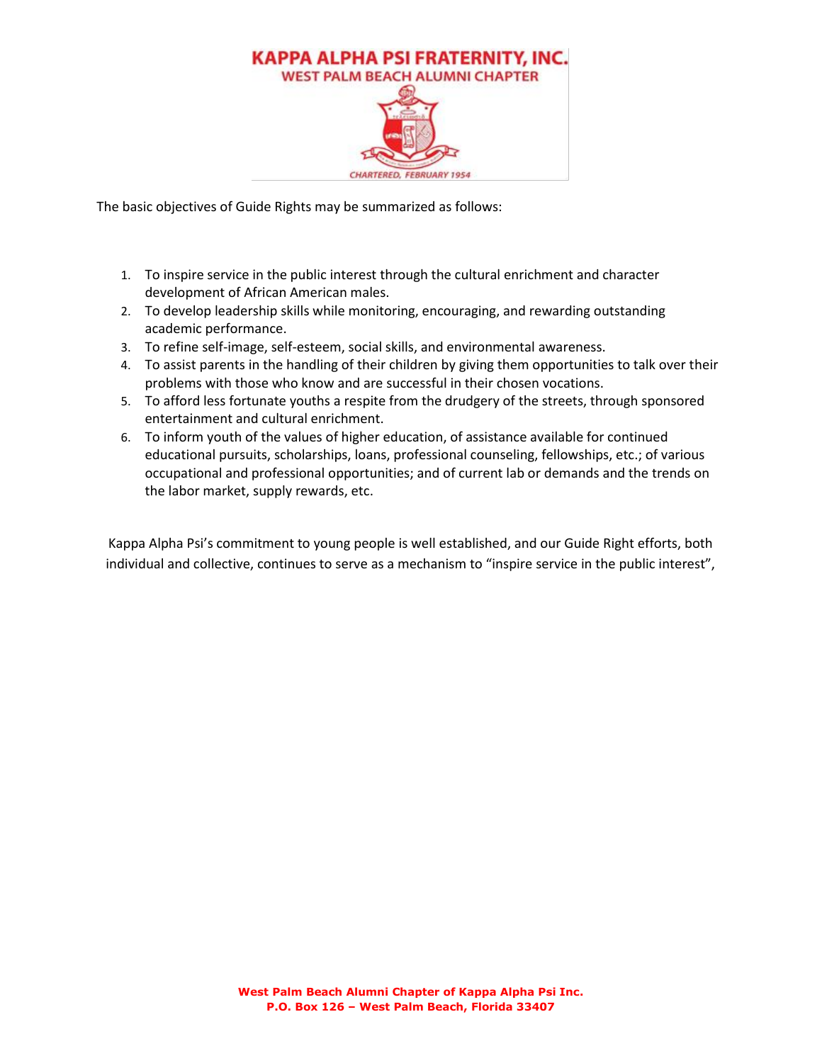The basic objectives of Guide Rights may be summarized as follows:

1. To inspire service in the public interest through the cultural enrichment and character development of African American males.
2. To develop leadership skills while monitoring, encouraging, and rewarding outstanding academic performance.
3. To refine self-image, self-esteem, social skills, and environmental awareness.
4. To assist parents in the handling of their children by giving them opportunities to talk over their problems with those who know and are successful in their chosen vocations.
5. To afford less fortunate youths a respite from the drudgery of the streets, through sponsored entertainment and cultural enrichment.
6. To inform youth of the values of higher education, of assistance available for continued educational pursuits, scholarships, loans, professional counseling, fellowships, etc.; of various occupational and professional opportunities; and of current lab or demands and the trends on the labor market, supply rewards, etc.

Kappa Alpha Psi's commitment to young people is well established, and our Guide Right efforts, both individual and collective, continues to serve as a mechanism to "inspire service in the public interest",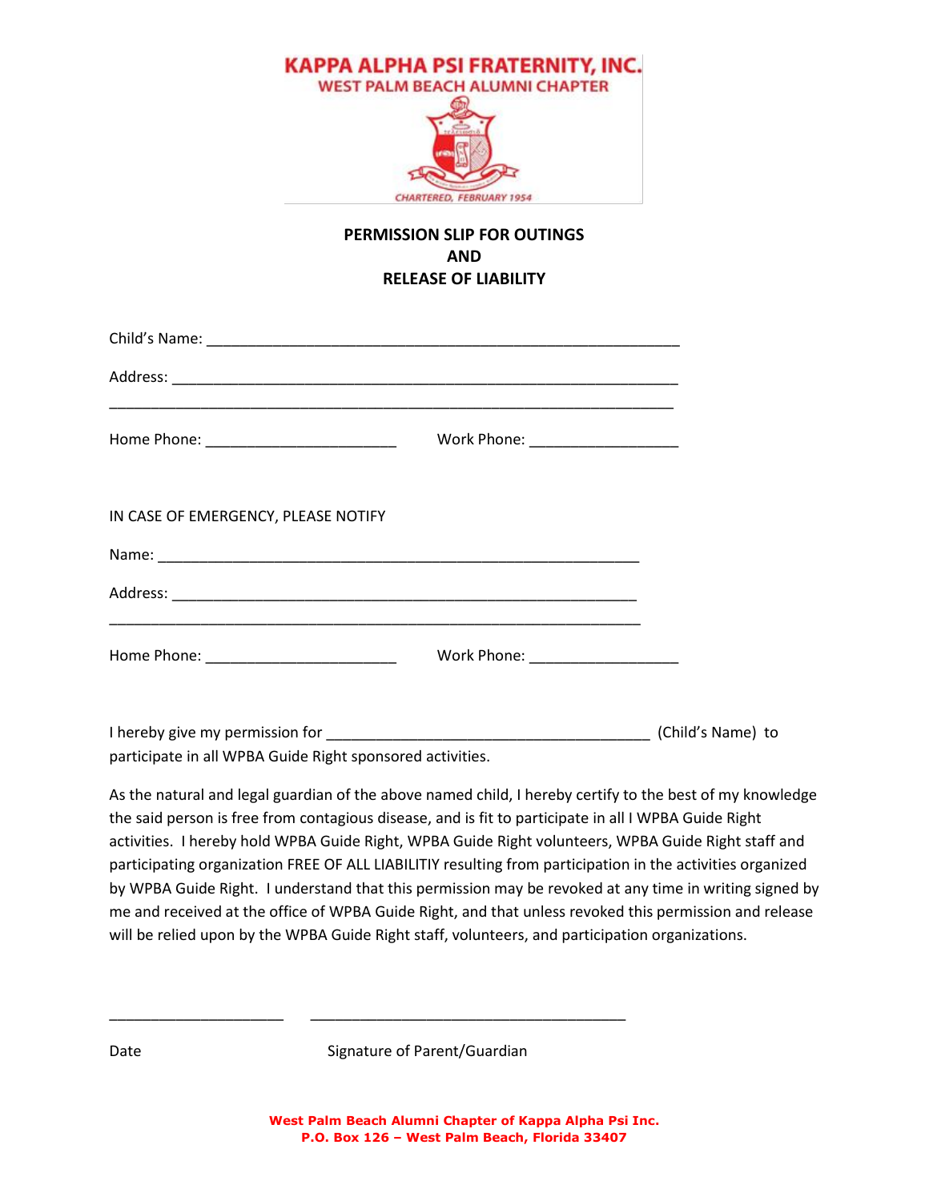**KAPPA ALPHA PSI FRATERNITY, INC.**
**WEST PALM BEACH ALUMNI CHAPTER**

CHARTERED, FEBRUARY 1954

## PERMISSION SLIP FOR OUTINGS AND RELEASE OF LIABILITY

Child's Name: ___________________________________________________________

Address: ________________________________________________________________

_________________________________________________________________________

Home Phone: ________________________ Work Phone: ___________________

IN CASE OF EMERGENCY, PLEASE NOTIFY

Name: ____________________________________________________________

Address: __________________________________________________________

_________________________________________________________________

Home Phone: ________________________ Work Phone: ___________________

I hereby give my permission for _________________________________________ (Child's Name) to participate in all WPBA Guide Right sponsored activities.

As the natural and legal guardian of the above named child, I hereby certify to the best of my knowledge the said person is free from contagious disease, and is fit to participate in all I WPBA Guide Right activities. I hereby hold WPBA Guide Right, WPBA Guide Right volunteers, WPBA Guide Right staff and participating organization FREE OF ALL LIABILITIY resulting from participation in the activities organized by WPBA Guide Right. I understand that this permission may be revoked at any time in writing signed by me and received at the office of WPBA Guide Right, and that unless revoked this permission and release will be relied upon by the WPBA Guide Right staff, volunteers, and participation organizations.

______________________ ________________________________________

Date Signature of Parent/Guardian

**West Palm Beach Alumni Chapter of Kappa Alpha Psi Inc.**
**P.O. Box 126 – West Palm Beach, Florida 33407**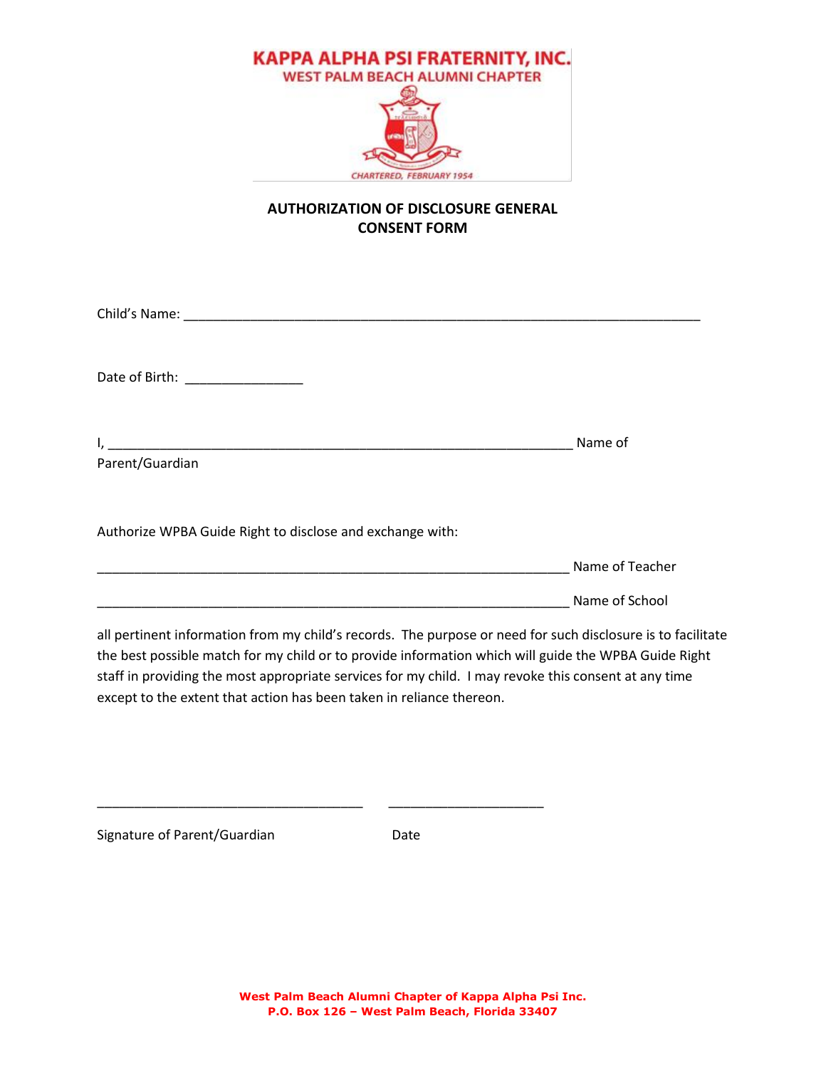KAPPA ALPHA PSI FRATERNITY, INC.
WEST PALM BEACH ALUMNI CHAPTER

CHARTERED, FEBRUARY 1954

**AUTHORIZATION OF DISCLOSURE GENERAL CONSENT FORM**

Child's Name: ___________________________________________________________________________

Date of Birth: ________________

I, _________________________________________________________________ Name of Parent/Guardian

Authorize WPBA Guide Right to disclose and exchange with:

_________________________________________________________________ Name of Teacher

_________________________________________________________________ Name of School

all pertinent information from my child's records. The purpose or need for such disclosure is to facilitate the best possible match for my child or to provide information which will guide the WPBA Guide Right staff in providing the most appropriate services for my child. I may revoke this consent at any time except to the extent that action has been taken in reliance thereon.

_____________________________________ _____________________

Signature of Parent/Guardian Date

**West Palm Beach Alumni Chapter of Kappa Alpha Psi Inc.**
**P.O. Box 126 – West Palm Beach, Florida 33407**